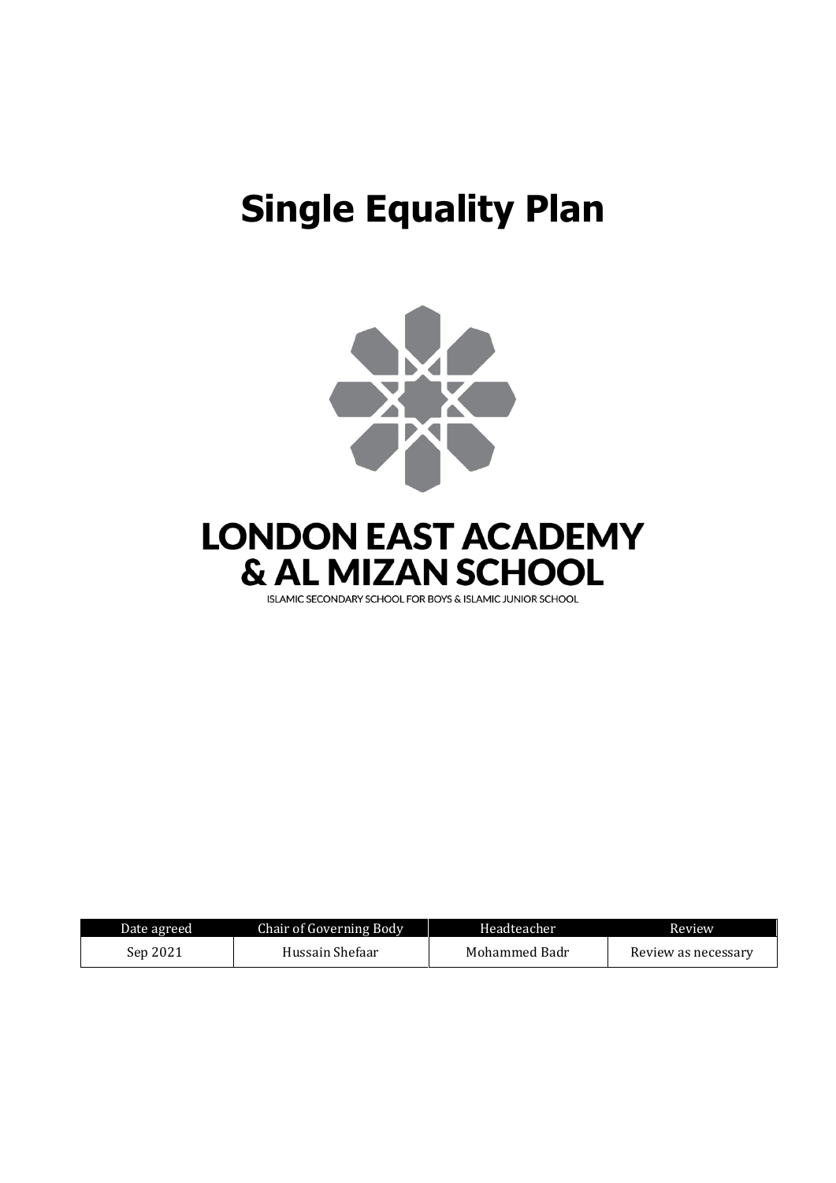# Single Equality Plan

**LONDON EAST ACADEMY & AL MIZAN SCHOOL**

ISLAMIC SECONDARY SCHOOL FOR BOYS & ISLAMIC JUNIOR SCHOOL

| Date agreed | Chair of Governing Body | Headteacher | Review |
|---|---|---|---|
| Sep 2021 | Hussain Shefaar | Mohammed Badr | Review as necessary |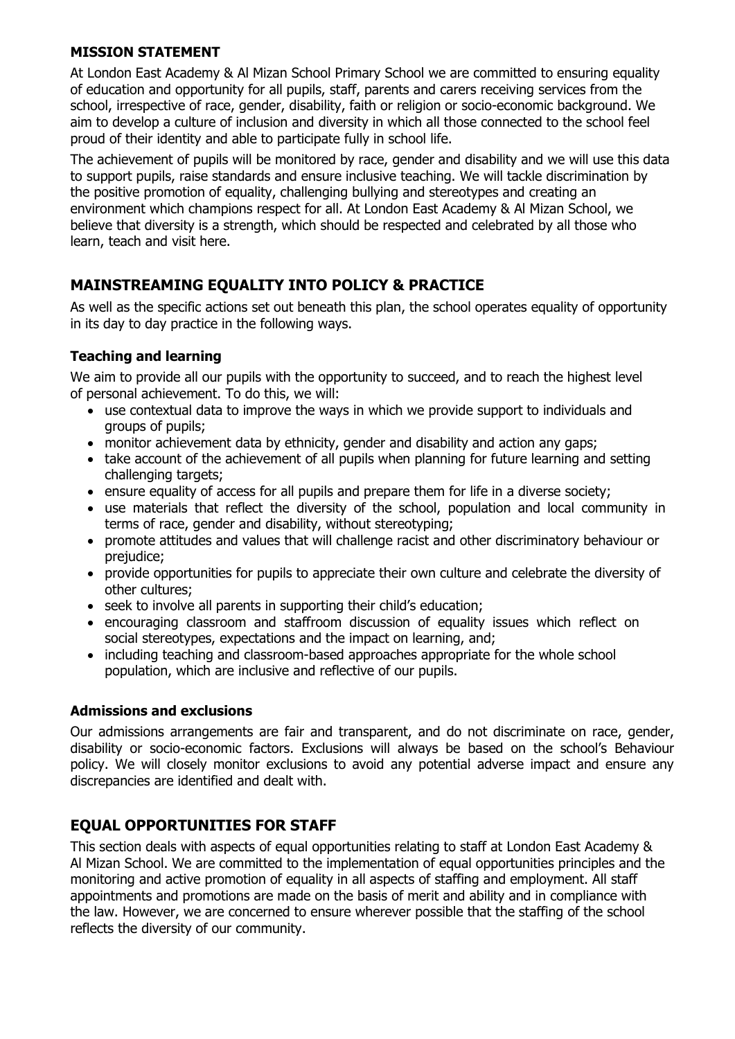## MISSION STATEMENT

At London East Academy & Al Mizan School Primary School we are committed to ensuring equality of education and opportunity for all pupils, staff, parents and carers receiving services from the school, irrespective of race, gender, disability, faith or religion or socio-economic background. We aim to develop a culture of inclusion and diversity in which all those connected to the school feel proud of their identity and able to participate fully in school life.

The achievement of pupils will be monitored by race, gender and disability and we will use this data to support pupils, raise standards and ensure inclusive teaching. We will tackle discrimination by the positive promotion of equality, challenging bullying and stereotypes and creating an environment which champions respect for all. At London East Academy & Al Mizan School, we believe that diversity is a strength, which should be respected and celebrated by all those who learn, teach and visit here.

## MAINSTREAMING EQUALITY INTO POLICY & PRACTICE

As well as the specific actions set out beneath this plan, the school operates equality of opportunity in its day to day practice in the following ways.

### Teaching and learning

We aim to provide all our pupils with the opportunity to succeed, and to reach the highest level of personal achievement. To do this, we will:

- use contextual data to improve the ways in which we provide support to individuals and groups of pupils;
- monitor achievement data by ethnicity, gender and disability and action any gaps;
- take account of the achievement of all pupils when planning for future learning and setting challenging targets;
- ensure equality of access for all pupils and prepare them for life in a diverse society;
- use materials that reflect the diversity of the school, population and local community in terms of race, gender and disability, without stereotyping;
- promote attitudes and values that will challenge racist and other discriminatory behaviour or prejudice;
- provide opportunities for pupils to appreciate their own culture and celebrate the diversity of other cultures;
- seek to involve all parents in supporting their child's education;
- encouraging classroom and staffroom discussion of equality issues which reflect on social stereotypes, expectations and the impact on learning, and;
- including teaching and classroom-based approaches appropriate for the whole school population, which are inclusive and reflective of our pupils.

### Admissions and exclusions

Our admissions arrangements are fair and transparent, and do not discriminate on race, gender, disability or socio-economic factors. Exclusions will always be based on the school's Behaviour policy. We will closely monitor exclusions to avoid any potential adverse impact and ensure any discrepancies are identified and dealt with.

## EQUAL OPPORTUNITIES FOR STAFF

This section deals with aspects of equal opportunities relating to staff at London East Academy & Al Mizan School. We are committed to the implementation of equal opportunities principles and the monitoring and active promotion of equality in all aspects of staffing and employment. All staff appointments and promotions are made on the basis of merit and ability and in compliance with the law. However, we are concerned to ensure wherever possible that the staffing of the school reflects the diversity of our community.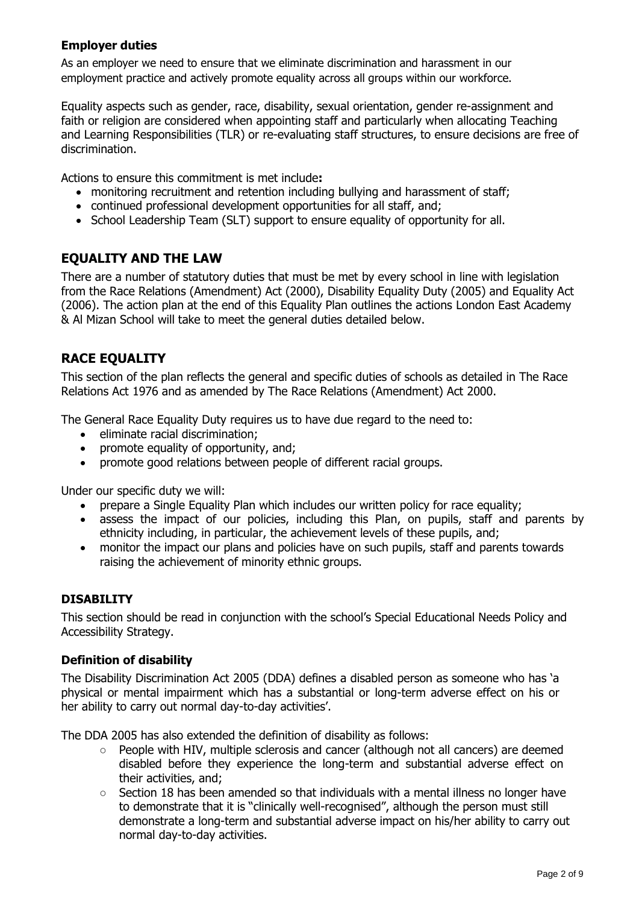### Employer duties

As an employer we need to ensure that we eliminate discrimination and harassment in our employment practice and actively promote equality across all groups within our workforce.

Equality aspects such as gender, race, disability, sexual orientation, gender re-assignment and faith or religion are considered when appointing staff and particularly when allocating Teaching and Learning Responsibilities (TLR) or re-evaluating staff structures, to ensure decisions are free of discrimination.

Actions to ensure this commitment is met include**:**

- monitoring recruitment and retention including bullying and harassment of staff;
- continued professional development opportunities for all staff, and;
- School Leadership Team (SLT) support to ensure equality of opportunity for all.

## EQUALITY AND THE LAW

There are a number of statutory duties that must be met by every school in line with legislation from the Race Relations (Amendment) Act (2000), Disability Equality Duty (2005) and Equality Act (2006). The action plan at the end of this Equality Plan outlines the actions London East Academy & Al Mizan School will take to meet the general duties detailed below.

## RACE EQUALITY

This section of the plan reflects the general and specific duties of schools as detailed in The Race Relations Act 1976 and as amended by The Race Relations (Amendment) Act 2000.

The General Race Equality Duty requires us to have due regard to the need to:

- eliminate racial discrimination;
- promote equality of opportunity, and;
- promote good relations between people of different racial groups.

Under our specific duty we will:

- prepare a Single Equality Plan which includes our written policy for race equality;
- assess the impact of our policies, including this Plan, on pupils, staff and parents by ethnicity including, in particular, the achievement levels of these pupils, and;
- monitor the impact our plans and policies have on such pupils, staff and parents towards raising the achievement of minority ethnic groups.

### DISABILITY

This section should be read in conjunction with the school's Special Educational Needs Policy and Accessibility Strategy.

### Definition of disability

The Disability Discrimination Act 2005 (DDA) defines a disabled person as someone who has 'a physical or mental impairment which has a substantial or long-term adverse effect on his or her ability to carry out normal day-to-day activities'.

The DDA 2005 has also extended the definition of disability as follows:

- People with HIV, multiple sclerosis and cancer (although not all cancers) are deemed disabled before they experience the long-term and substantial adverse effect on their activities, and;
- Section 18 has been amended so that individuals with a mental illness no longer have to demonstrate that it is "clinically well-recognised", although the person must still demonstrate a long-term and substantial adverse impact on his/her ability to carry out normal day-to-day activities.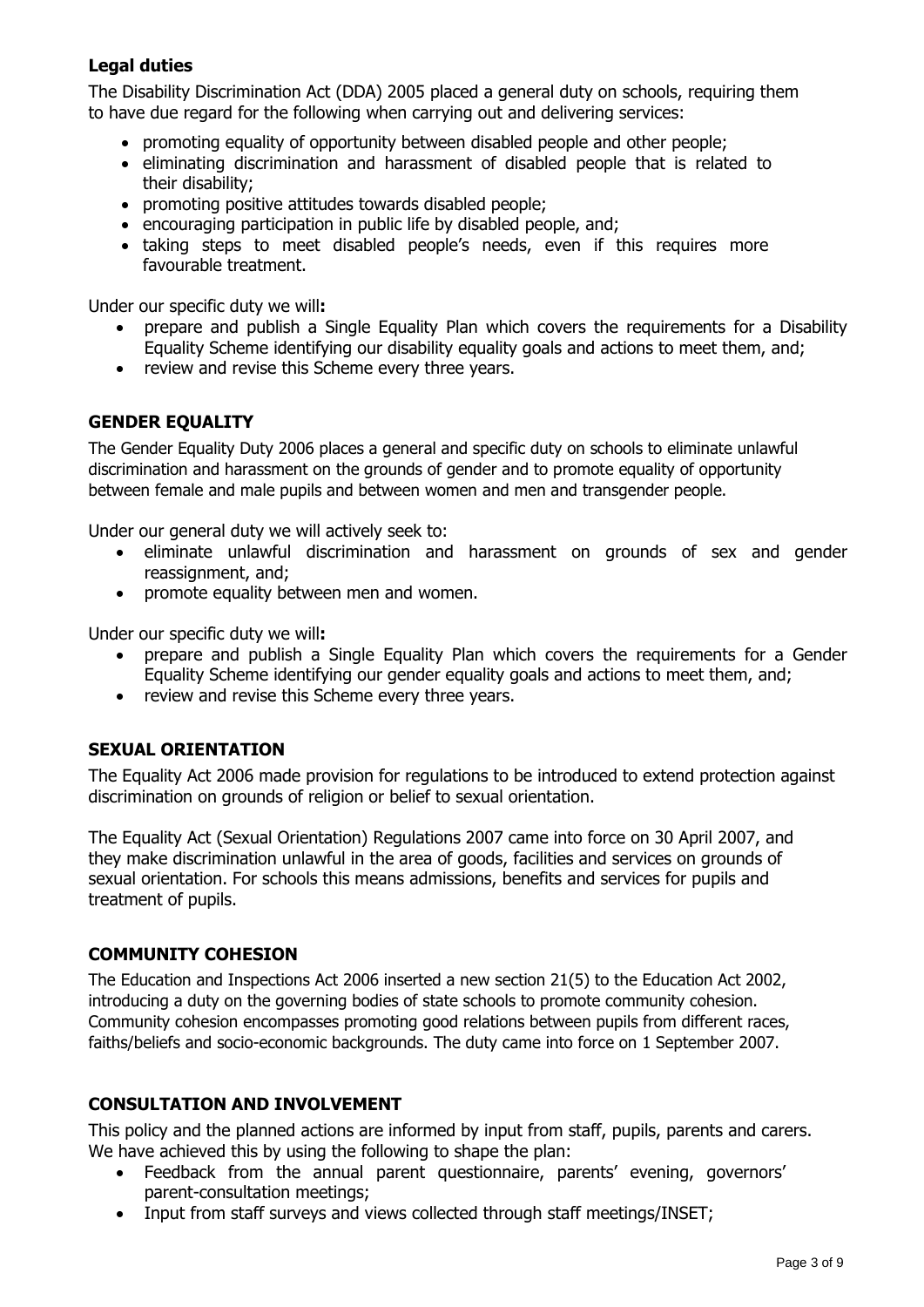### Legal duties

The Disability Discrimination Act (DDA) 2005 placed a general duty on schools, requiring them to have due regard for the following when carrying out and delivering services:

- promoting equality of opportunity between disabled people and other people;
- eliminating discrimination and harassment of disabled people that is related to their disability;
- promoting positive attitudes towards disabled people;
- encouraging participation in public life by disabled people, and;
- taking steps to meet disabled people's needs, even if this requires more favourable treatment.

Under our specific duty we will**:**

- prepare and publish a Single Equality Plan which covers the requirements for a Disability Equality Scheme identifying our disability equality goals and actions to meet them, and;
- review and revise this Scheme every three years.

### GENDER EQUALITY

The Gender Equality Duty 2006 places a general and specific duty on schools to eliminate unlawful discrimination and harassment on the grounds of gender and to promote equality of opportunity between female and male pupils and between women and men and transgender people.

Under our general duty we will actively seek to:

- eliminate unlawful discrimination and harassment on grounds of sex and gender reassignment, and;
- promote equality between men and women.

Under our specific duty we will**:**

- prepare and publish a Single Equality Plan which covers the requirements for a Gender Equality Scheme identifying our gender equality goals and actions to meet them, and;
- review and revise this Scheme every three years.

### SEXUAL ORIENTATION

The Equality Act 2006 made provision for regulations to be introduced to extend protection against discrimination on grounds of religion or belief to sexual orientation.

The Equality Act (Sexual Orientation) Regulations 2007 came into force on 30 April 2007, and they make discrimination unlawful in the area of goods, facilities and services on grounds of sexual orientation. For schools this means admissions, benefits and services for pupils and treatment of pupils.

### COMMUNITY COHESION

The Education and Inspections Act 2006 inserted a new section 21(5) to the Education Act 2002, introducing a duty on the governing bodies of state schools to promote community cohesion. Community cohesion encompasses promoting good relations between pupils from different races, faiths/beliefs and socio-economic backgrounds. The duty came into force on 1 September 2007.

### CONSULTATION AND INVOLVEMENT

This policy and the planned actions are informed by input from staff, pupils, parents and carers. We have achieved this by using the following to shape the plan:

- Feedback from the annual parent questionnaire, parents' evening, governors' parent-consultation meetings;
- Input from staff surveys and views collected through staff meetings/INSET;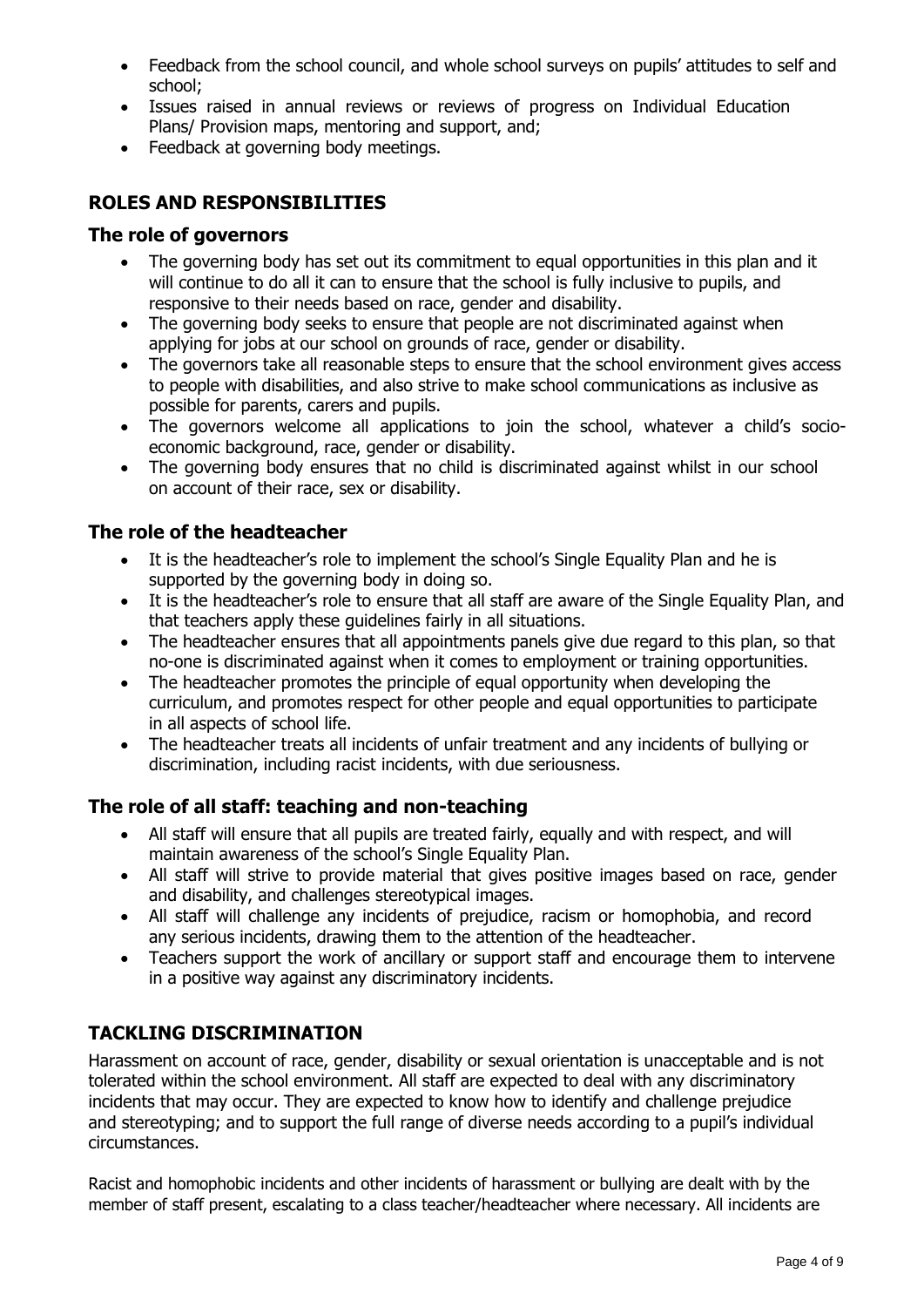- Feedback from the school council, and whole school surveys on pupils' attitudes to self and school;
- Issues raised in annual reviews or reviews of progress on Individual Education Plans/ Provision maps, mentoring and support, and;
- Feedback at governing body meetings.

## ROLES AND RESPONSIBILITIES

### The role of governors

- The governing body has set out its commitment to equal opportunities in this plan and it will continue to do all it can to ensure that the school is fully inclusive to pupils, and responsive to their needs based on race, gender and disability.
- The governing body seeks to ensure that people are not discriminated against when applying for jobs at our school on grounds of race, gender or disability.
- The governors take all reasonable steps to ensure that the school environment gives access to people with disabilities, and also strive to make school communications as inclusive as possible for parents, carers and pupils.
- The governors welcome all applications to join the school, whatever a child's socio-economic background, race, gender or disability.
- The governing body ensures that no child is discriminated against whilst in our school on account of their race, sex or disability.

### The role of the headteacher

- It is the headteacher's role to implement the school's Single Equality Plan and he is supported by the governing body in doing so.
- It is the headteacher's role to ensure that all staff are aware of the Single Equality Plan, and that teachers apply these guidelines fairly in all situations.
- The headteacher ensures that all appointments panels give due regard to this plan, so that no-one is discriminated against when it comes to employment or training opportunities.
- The headteacher promotes the principle of equal opportunity when developing the curriculum, and promotes respect for other people and equal opportunities to participate in all aspects of school life.
- The headteacher treats all incidents of unfair treatment and any incidents of bullying or discrimination, including racist incidents, with due seriousness.

### The role of all staff: teaching and non-teaching

- All staff will ensure that all pupils are treated fairly, equally and with respect, and will maintain awareness of the school's Single Equality Plan.
- All staff will strive to provide material that gives positive images based on race, gender and disability, and challenges stereotypical images.
- All staff will challenge any incidents of prejudice, racism or homophobia, and record any serious incidents, drawing them to the attention of the headteacher.
- Teachers support the work of ancillary or support staff and encourage them to intervene in a positive way against any discriminatory incidents.

## TACKLING DISCRIMINATION

Harassment on account of race, gender, disability or sexual orientation is unacceptable and is not tolerated within the school environment. All staff are expected to deal with any discriminatory incidents that may occur. They are expected to know how to identify and challenge prejudice and stereotyping; and to support the full range of diverse needs according to a pupil's individual circumstances.

Racist and homophobic incidents and other incidents of harassment or bullying are dealt with by the member of staff present, escalating to a class teacher/headteacher where necessary. All incidents are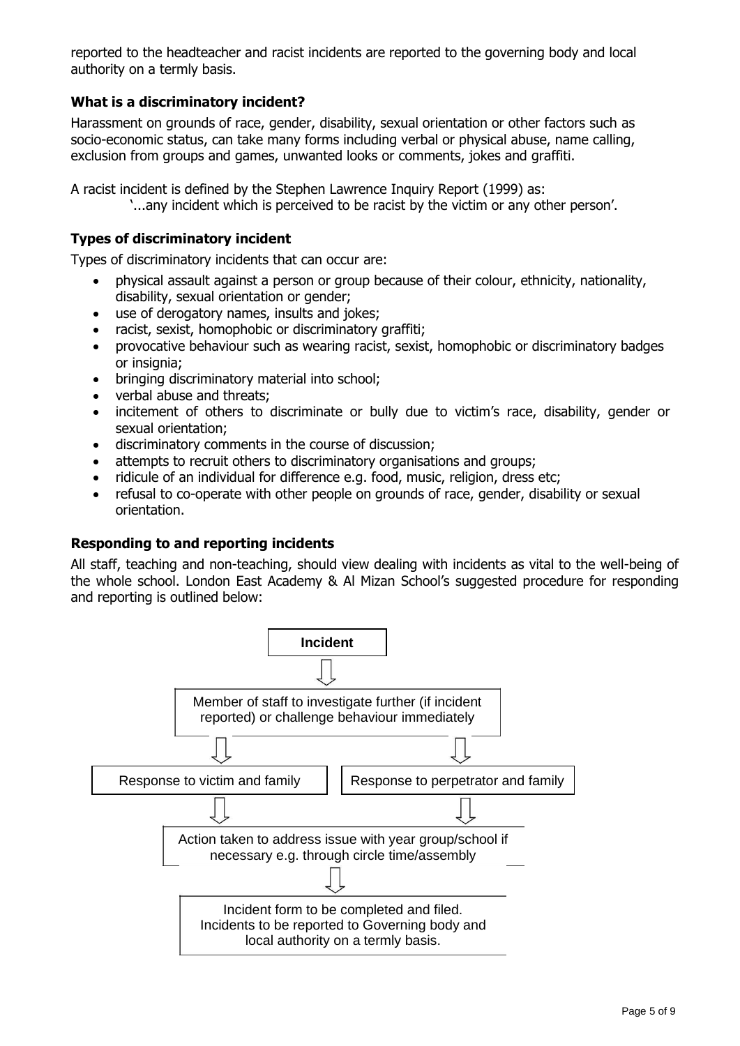reported to the headteacher and racist incidents are reported to the governing body and local authority on a termly basis.

### What is a discriminatory incident?

Harassment on grounds of race, gender, disability, sexual orientation or other factors such as socio-economic status, can take many forms including verbal or physical abuse, name calling, exclusion from groups and games, unwanted looks or comments, jokes and graffiti.

A racist incident is defined by the Stephen Lawrence Inquiry Report (1999) as:

> '...any incident which is perceived to be racist by the victim or any other person'.

### Types of discriminatory incident

Types of discriminatory incidents that can occur are:

- physical assault against a person or group because of their colour, ethnicity, nationality, disability, sexual orientation or gender;
- use of derogatory names, insults and jokes;
- racist, sexist, homophobic or discriminatory graffiti;
- provocative behaviour such as wearing racist, sexist, homophobic or discriminatory badges or insignia;
- bringing discriminatory material into school;
- verbal abuse and threats;
- incitement of others to discriminate or bully due to victim's race, disability, gender or sexual orientation;
- discriminatory comments in the course of discussion;
- attempts to recruit others to discriminatory organisations and groups;
- ridicule of an individual for difference e.g. food, music, religion, dress etc;
- refusal to co-operate with other people on grounds of race, gender, disability or sexual orientation.

### Responding to and reporting incidents

All staff, teaching and non-teaching, should view dealing with incidents as vital to the well-being of the whole school. London East Academy & Al Mizan School's suggested procedure for responding and reporting is outlined below:

**Incident**

↓

Member of staff to investigate further (if incident reported) or challenge behaviour immediately

↓ ↓

Response to victim and family | Response to perpetrator and family

↓ ↓

Action taken to address issue with year group/school if necessary e.g. through circle time/assembly

↓

Incident form to be completed and filed. Incidents to be reported to Governing body and local authority on a termly basis.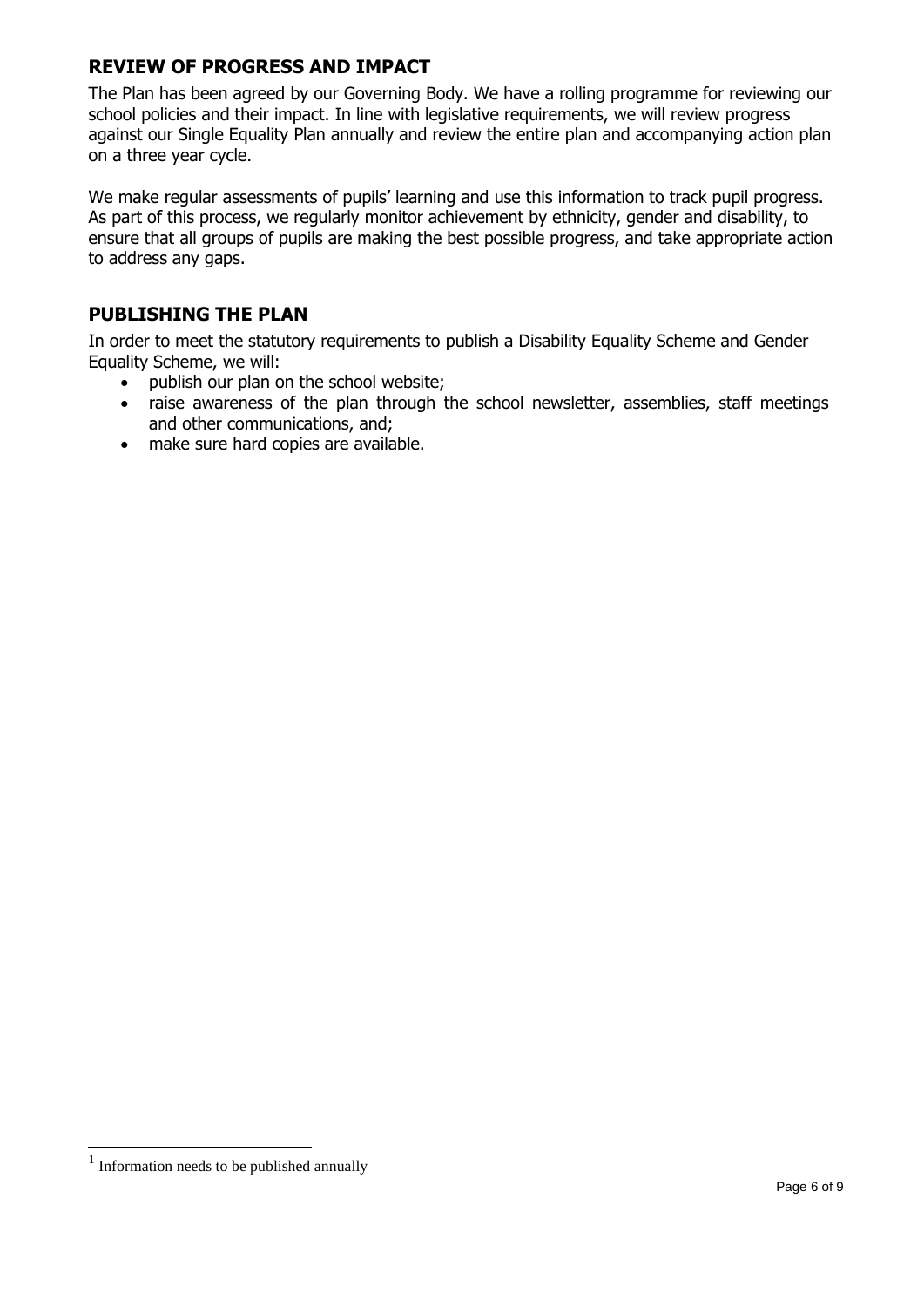## REVIEW OF PROGRESS AND IMPACT

The Plan has been agreed by our Governing Body. We have a rolling programme for reviewing our school policies and their impact. In line with legislative requirements, we will review progress against our Single Equality Plan annually and review the entire plan and accompanying action plan on a three year cycle.

We make regular assessments of pupils' learning and use this information to track pupil progress. As part of this process, we regularly monitor achievement by ethnicity, gender and disability, to ensure that all groups of pupils are making the best possible progress, and take appropriate action to address any gaps.

## PUBLISHING THE PLAN

In order to meet the statutory requirements to publish a Disability Equality Scheme and Gender Equality Scheme, we will:

- publish our plan on the school website;
- raise awareness of the plan through the school newsletter, assemblies, staff meetings and other communications, and;
- make sure hard copies are available.

[1] Information needs to be published annually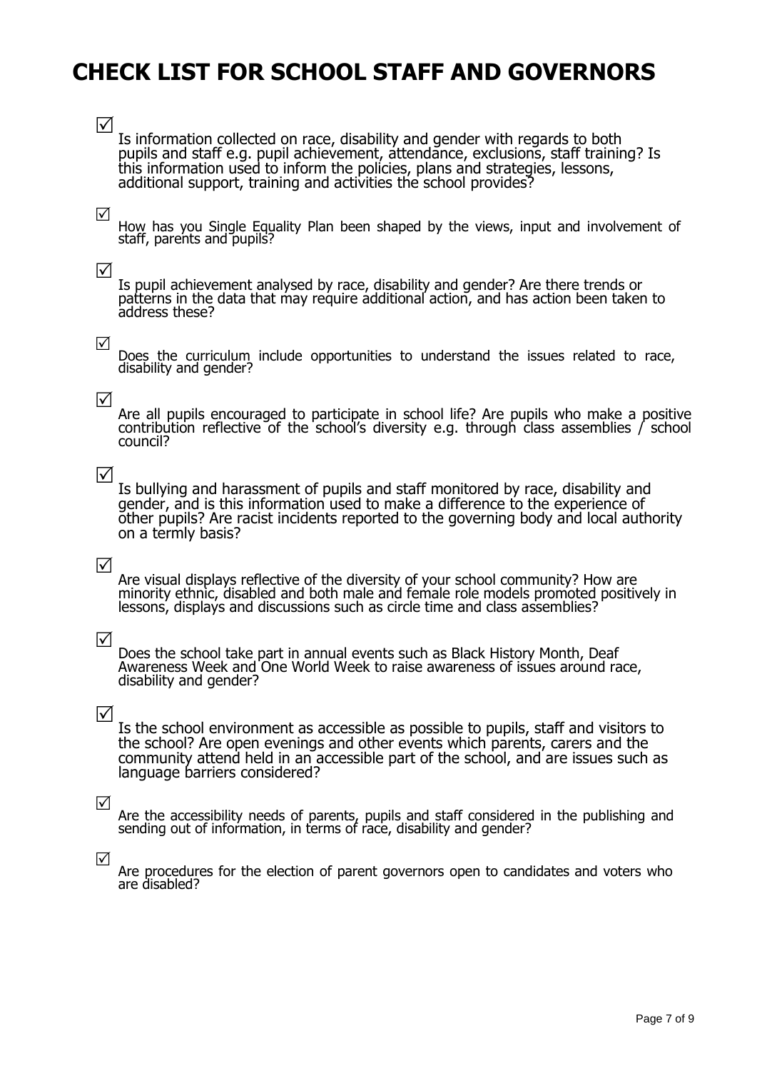# CHECK LIST FOR SCHOOL STAFF AND GOVERNORS

- ☑ Is information collected on race, disability and gender with regards to both pupils and staff e.g. pupil achievement, attendance, exclusions, staff training? Is this information used to inform the policies, plans and strategies, lessons, additional support, training and activities the school provides?

- ☑ How has you Single Equality Plan been shaped by the views, input and involvement of staff, parents and pupils?

- ☑ Is pupil achievement analysed by race, disability and gender? Are there trends or patterns in the data that may require additional action, and has action been taken to address these?

- ☑ Does the curriculum include opportunities to understand the issues related to race, disability and gender?

- ☑ Are all pupils encouraged to participate in school life? Are pupils who make a positive contribution reflective of the school's diversity e.g. through class assemblies / school council?

- ☑ Is bullying and harassment of pupils and staff monitored by race, disability and gender, and is this information used to make a difference to the experience of other pupils? Are racist incidents reported to the governing body and local authority on a termly basis?

- ☑ Are visual displays reflective of the diversity of your school community? How are minority ethnic, disabled and both male and female role models promoted positively in lessons, displays and discussions such as circle time and class assemblies?

- ☑ Does the school take part in annual events such as Black History Month, Deaf Awareness Week and One World Week to raise awareness of issues around race, disability and gender?

- ☑ Is the school environment as accessible as possible to pupils, staff and visitors to the school? Are open evenings and other events which parents, carers and the community attend held in an accessible part of the school, and are issues such as language barriers considered?

- ☑ Are the accessibility needs of parents, pupils and staff considered in the publishing and sending out of information, in terms of race, disability and gender?

- ☑ Are procedures for the election of parent governors open to candidates and voters who are disabled?